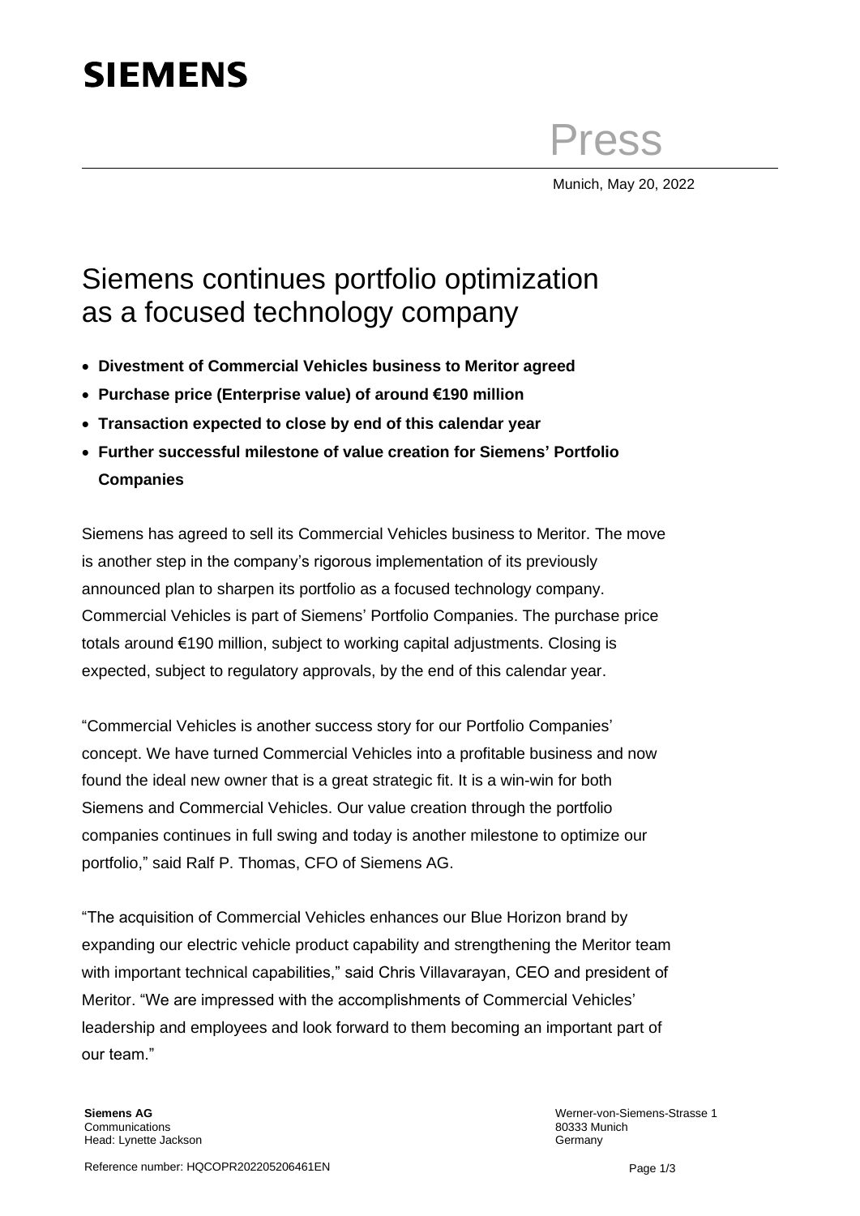**SIEMENS**

Press

Munich, May 20, 2022

# Siemens continues portfolio optimization as a focused technology company

- **Divestment of Commercial Vehicles business to Meritor agreed**
- **Purchase price (Enterprise value) of around €190 million**
- **Transaction expected to close by end of this calendar year**
- **Further successful milestone of value creation for Siemens' Portfolio Companies**

Siemens has agreed to sell its Commercial Vehicles business to Meritor. The move is another step in the company's rigorous implementation of its previously announced plan to sharpen its portfolio as a focused technology company. Commercial Vehicles is part of Siemens' Portfolio Companies. The purchase price totals around €190 million, subject to working capital adjustments. Closing is expected, subject to regulatory approvals, by the end of this calendar year.

"Commercial Vehicles is another success story for our Portfolio Companies' concept. We have turned Commercial Vehicles into a profitable business and now found the ideal new owner that is a great strategic fit. It is a win-win for both Siemens and Commercial Vehicles. Our value creation through the portfolio companies continues in full swing and today is another milestone to optimize our portfolio," said Ralf P. Thomas, CFO of Siemens AG.

"The acquisition of Commercial Vehicles enhances our Blue Horizon brand by expanding our electric vehicle product capability and strengthening the Meritor team with important technical capabilities," said Chris Villavarayan, CEO and president of Meritor. "We are impressed with the accomplishments of Commercial Vehicles' leadership and employees and look forward to them becoming an important part of our team."

**Siemens AG**
Communications
Head: Lynette Jackson

Werner-von-Siemens-Strasse 1
80333 Munich
Germany

Reference number: HQCOPR202205206461EN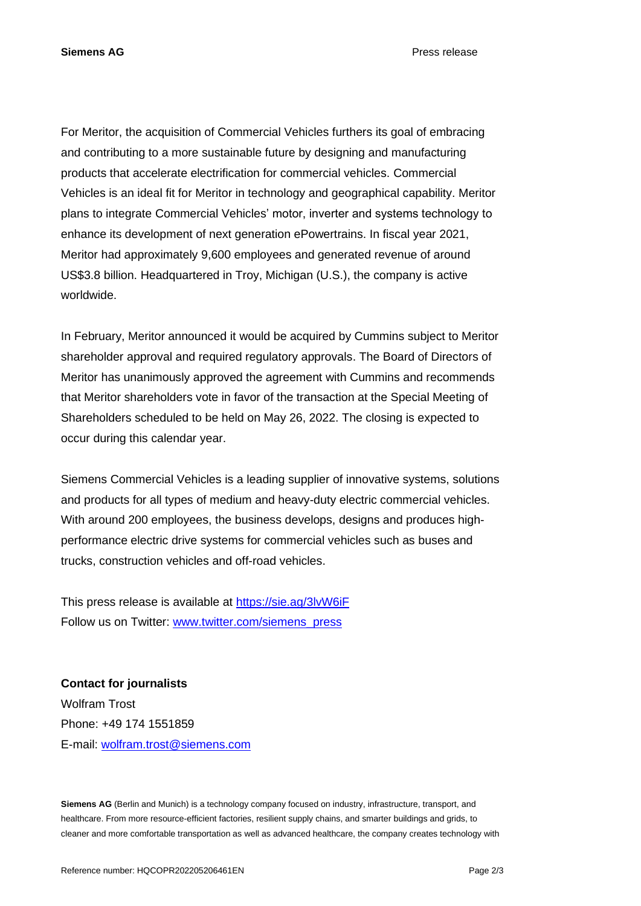For Meritor, the acquisition of Commercial Vehicles furthers its goal of embracing and contributing to a more sustainable future by designing and manufacturing products that accelerate electrification for commercial vehicles. Commercial Vehicles is an ideal fit for Meritor in technology and geographical capability. Meritor plans to integrate Commercial Vehicles' motor, inverter and systems technology to enhance its development of next generation ePowertrains. In fiscal year 2021, Meritor had approximately 9,600 employees and generated revenue of around US$3.8 billion. Headquartered in Troy, Michigan (U.S.), the company is active worldwide.

In February, Meritor announced it would be acquired by Cummins subject to Meritor shareholder approval and required regulatory approvals. The Board of Directors of Meritor has unanimously approved the agreement with Cummins and recommends that Meritor shareholders vote in favor of the transaction at the Special Meeting of Shareholders scheduled to be held on May 26, 2022. The closing is expected to occur during this calendar year.

Siemens Commercial Vehicles is a leading supplier of innovative systems, solutions and products for all types of medium and heavy-duty electric commercial vehicles. With around 200 employees, the business develops, designs and produces high-performance electric drive systems for commercial vehicles such as buses and trucks, construction vehicles and off-road vehicles.

This press release is available at https://sie.ag/3lvW6iF
Follow us on Twitter: www.twitter.com/siemens_press

**Contact for journalists**
Wolfram Trost
Phone: +49 174 1551859
E-mail: wolfram.trost@siemens.com

**Siemens AG** (Berlin and Munich) is a technology company focused on industry, infrastructure, transport, and healthcare. From more resource-efficient factories, resilient supply chains, and smarter buildings and grids, to cleaner and more comfortable transportation as well as advanced healthcare, the company creates technology with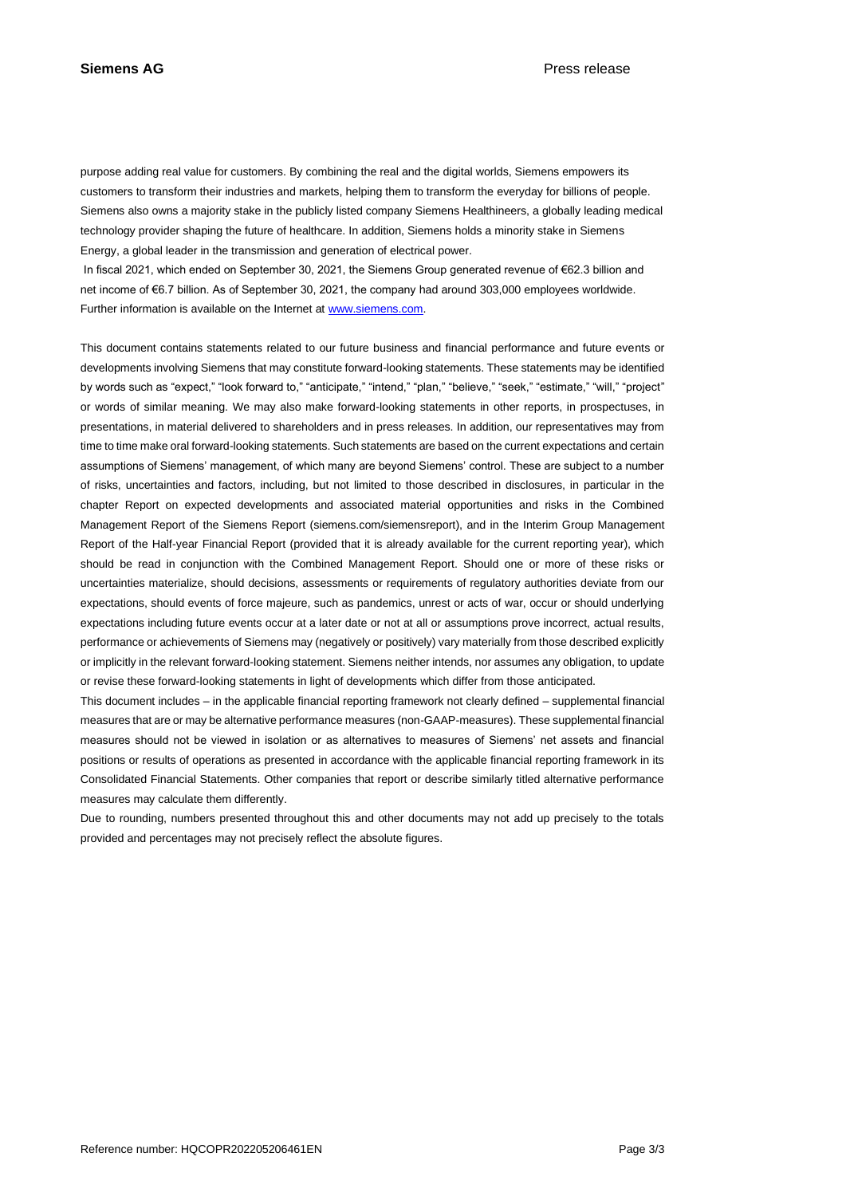purpose adding real value for customers. By combining the real and the digital worlds, Siemens empowers its customers to transform their industries and markets, helping them to transform the everyday for billions of people. Siemens also owns a majority stake in the publicly listed company Siemens Healthineers, a globally leading medical technology provider shaping the future of healthcare. In addition, Siemens holds a minority stake in Siemens Energy, a global leader in the transmission and generation of electrical power.

In fiscal 2021, which ended on September 30, 2021, the Siemens Group generated revenue of €62.3 billion and net income of €6.7 billion. As of September 30, 2021, the company had around 303,000 employees worldwide. Further information is available on the Internet at [www.siemens.com](www.siemens.com).

This document contains statements related to our future business and financial performance and future events or developments involving Siemens that may constitute forward-looking statements. These statements may be identified by words such as "expect," "look forward to," "anticipate," "intend," "plan," "believe," "seek," "estimate," "will," "project" or words of similar meaning. We may also make forward-looking statements in other reports, in prospectuses, in presentations, in material delivered to shareholders and in press releases. In addition, our representatives may from time to time make oral forward-looking statements. Such statements are based on the current expectations and certain assumptions of Siemens' management, of which many are beyond Siemens' control. These are subject to a number of risks, uncertainties and factors, including, but not limited to those described in disclosures, in particular in the chapter Report on expected developments and associated material opportunities and risks in the Combined Management Report of the Siemens Report (siemens.com/siemensreport), and in the Interim Group Management Report of the Half-year Financial Report (provided that it is already available for the current reporting year), which should be read in conjunction with the Combined Management Report. Should one or more of these risks or uncertainties materialize, should decisions, assessments or requirements of regulatory authorities deviate from our expectations, should events of force majeure, such as pandemics, unrest or acts of war, occur or should underlying expectations including future events occur at a later date or not at all or assumptions prove incorrect, actual results, performance or achievements of Siemens may (negatively or positively) vary materially from those described explicitly or implicitly in the relevant forward-looking statement. Siemens neither intends, nor assumes any obligation, to update or revise these forward-looking statements in light of developments which differ from those anticipated.

This document includes – in the applicable financial reporting framework not clearly defined – supplemental financial measures that are or may be alternative performance measures (non-GAAP-measures). These supplemental financial measures should not be viewed in isolation or as alternatives to measures of Siemens' net assets and financial positions or results of operations as presented in accordance with the applicable financial reporting framework in its Consolidated Financial Statements. Other companies that report or describe similarly titled alternative performance measures may calculate them differently.

Due to rounding, numbers presented throughout this and other documents may not add up precisely to the totals provided and percentages may not precisely reflect the absolute figures.

Reference number: HQCOPR202205206461EN